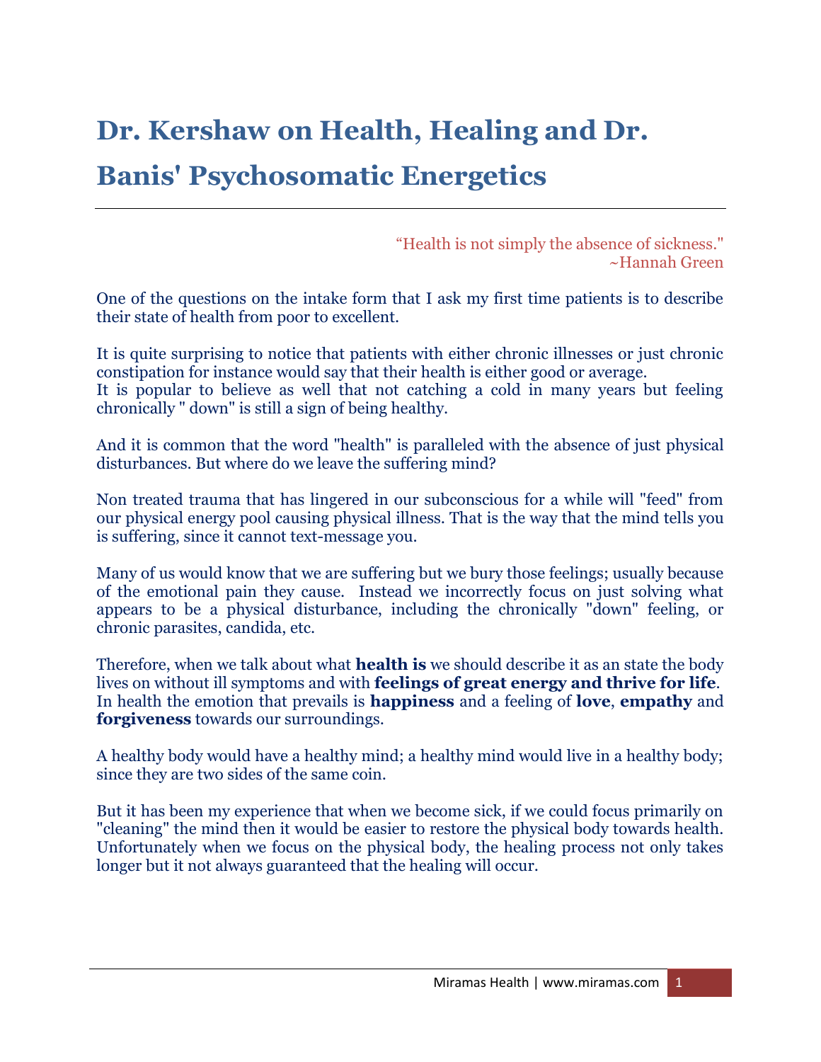# Dr. Kershaw on Health, Healing and Dr. Banis' Psychosomatic Energetics

"Health is not simply the absence of sickness."
~Hannah Green

One of the questions on the intake form that I ask my first time patients is to describe their state of health from poor to excellent.

It is quite surprising to notice that patients with either chronic illnesses or just chronic constipation for instance would say that their health is either good or average.
It is popular to believe as well that not catching a cold in many years but feeling chronically " down" is still a sign of being healthy.

And it is common that the word "health" is paralleled with the absence of just physical disturbances. But where do we leave the suffering mind?

Non treated trauma that has lingered in our subconscious for a while will "feed" from our physical energy pool causing physical illness. That is the way that the mind tells you is suffering, since it cannot text-message you.

Many of us would know that we are suffering but we bury those feelings; usually because of the emotional pain they cause. Instead we incorrectly focus on just solving what appears to be a physical disturbance, including the chronically "down" feeling, or chronic parasites, candida, etc.

Therefore, when we talk about what **health is** we should describe it as an state the body lives on without ill symptoms and with **feelings of great energy and thrive for life**. In health the emotion that prevails is **happiness** and a feeling of **love**, **empathy** and **forgiveness** towards our surroundings.

A healthy body would have a healthy mind; a healthy mind would live in a healthy body; since they are two sides of the same coin.

But it has been my experience that when we become sick, if we could focus primarily on "cleaning" the mind then it would be easier to restore the physical body towards health. Unfortunately when we focus on the physical body, the healing process not only takes longer but it not always guaranteed that the healing will occur.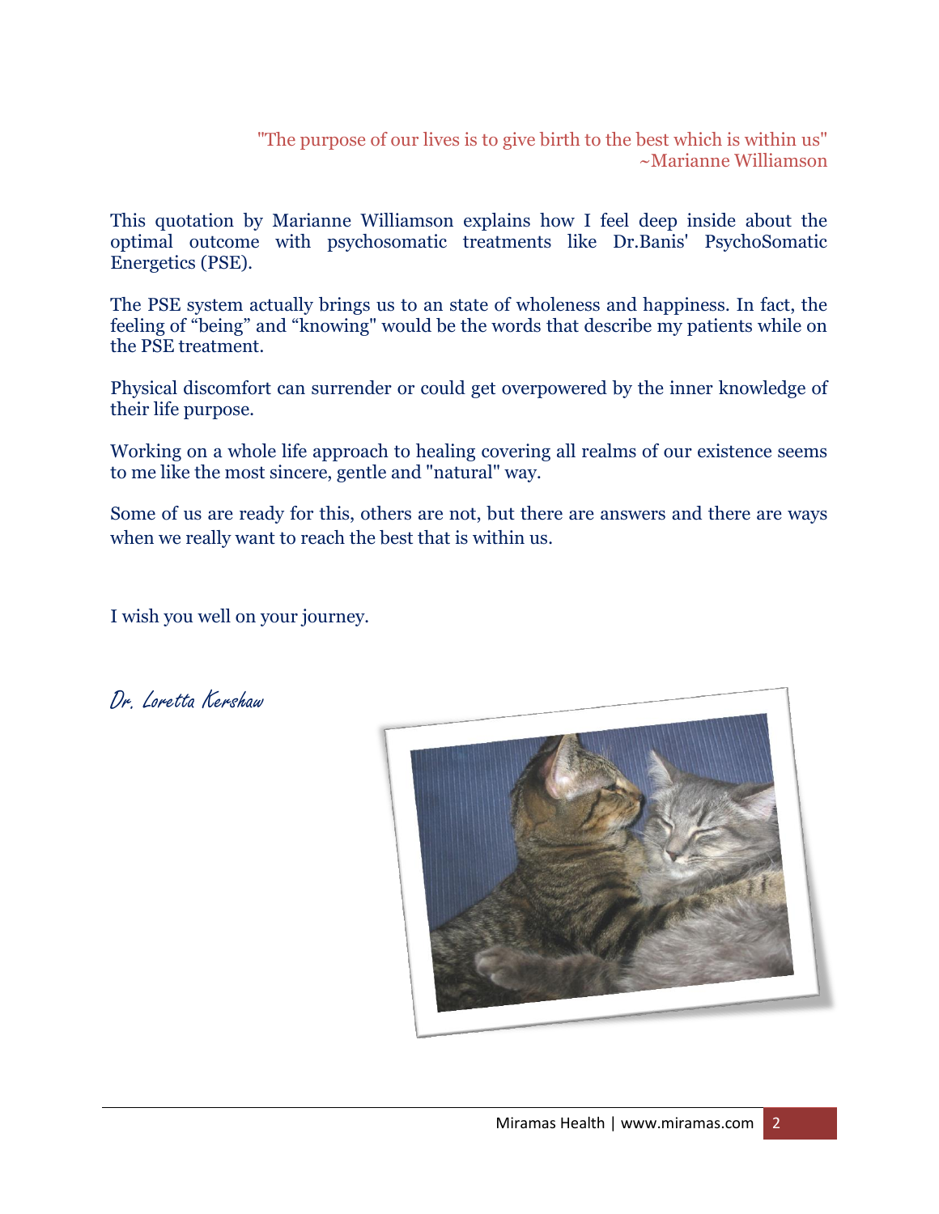"The purpose of our lives is to give birth to the best which is within us"
~Marianne Williamson

This quotation by Marianne Williamson explains how I feel deep inside about the optimal outcome with psychosomatic treatments like Dr.Banis' PsychoSomatic Energetics (PSE).

The PSE system actually brings us to an state of wholeness and happiness. In fact, the feeling of "being" and "knowing" would be the words that describe my patients while on the PSE treatment.

Physical discomfort can surrender or could get overpowered by the inner knowledge of their life purpose.

Working on a whole life approach to healing covering all realms of our existence seems to me like the most sincere, gentle and "natural" way.

Some of us are ready for this, others are not, but there are answers and there are ways when we really want to reach the best that is within us.

I wish you well on your journey.

*Dr. Loretta Kershaw*